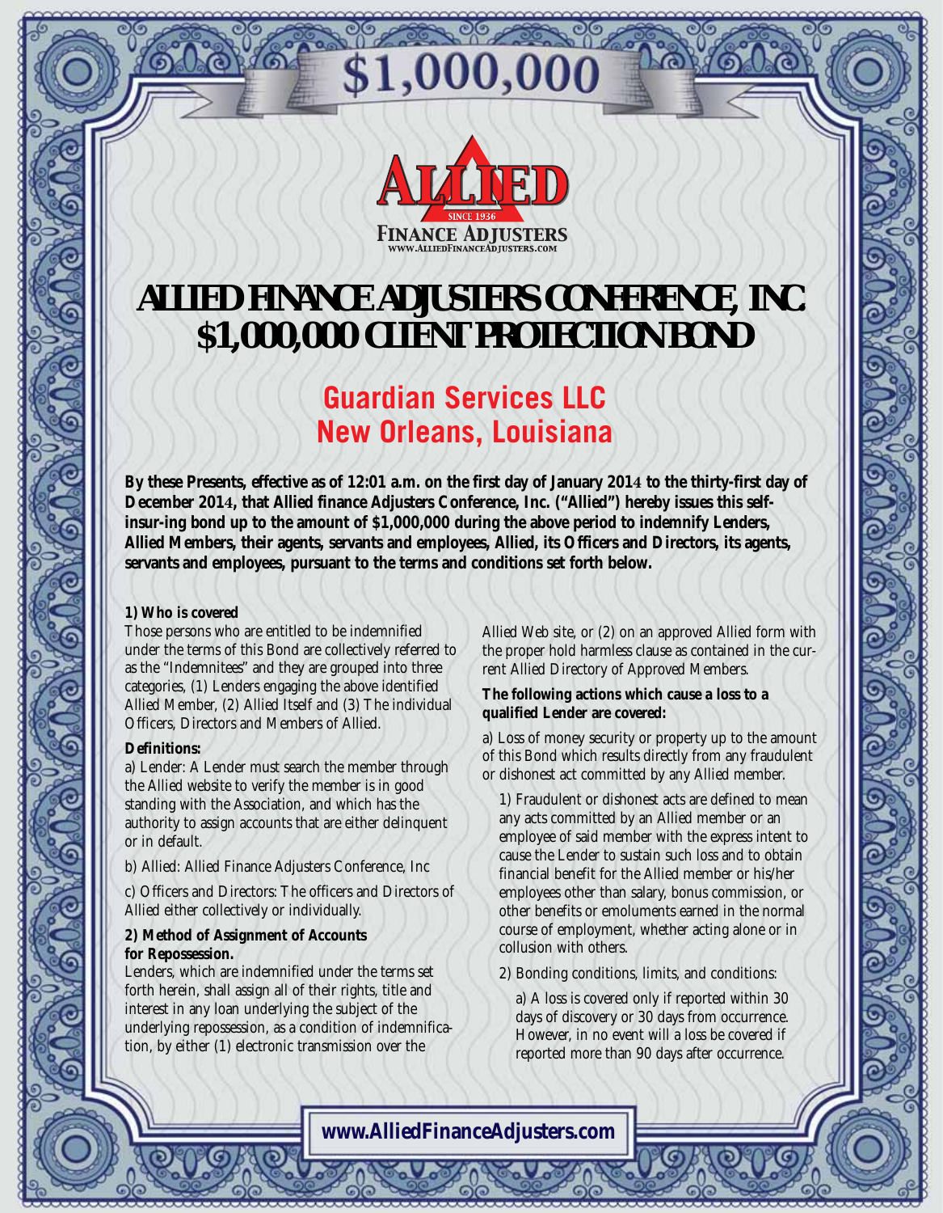$1,000,000

ALLIED
SINCE 1936
FINANCE ADJUSTERS
WWW.ALLIEDFINANCEADJUSTERS.COM

# ALLIED FINANCE ADJUSTERS CONFERENCE, INC. $1,000,000 CLIENT PROTECTION BOND

## Guardian Services LLC
## New Orleans, Louisiana

**By these Presents, effective as of 12:01 a.m. on the first day of January 2014 to the thirty-first day of December 2014, that Allied finance Adjusters Conference, Inc. ("Allied") hereby issues this self-insur-ing bond up to the amount of $1,000,000 during the above period to indemnify Lenders, Allied Members, their agents, servants and employees, Allied, its Officers and Directors, its agents, servants and employees, pursuant to the terms and conditions set forth below.**

**1) Who is covered**

Those persons who are entitled to be indemnified under the terms of this Bond are collectively referred to as the "Indemnitees" and they are grouped into three categories, (1) Lenders engaging the above identified Allied Member, (2) Allied Itself and (3) The individual Officers, Directors and Members of Allied.

**Definitions:**

a) Lender: A Lender must search the member through the Allied website to verify the member is in good standing with the Association, and which has the authority to assign accounts that are either delinquent or in default.

b) Allied: Allied Finance Adjusters Conference, Inc

c) Officers and Directors: The officers and Directors of Allied either collectively or individually.

**2) Method of Assignment of Accounts for Repossession.**

Lenders, which are indemnified under the terms set forth herein, shall assign all of their rights, title and interest in any loan underlying the subject of the underlying repossession, as a condition of indemnification, by either (1) electronic transmission over the Allied Web site, or (2) on an approved Allied form with the proper hold harmless clause as contained in the current Allied Directory of Approved Members.

**The following actions which cause a loss to a qualified Lender are covered:**

a) Loss of money security or property up to the amount of this Bond which results directly from any fraudulent or dishonest act committed by any Allied member.

1) Fraudulent or dishonest acts are defined to mean any acts committed by an Allied member or an employee of said member with the express intent to cause the Lender to sustain such loss and to obtain financial benefit for the Allied member or his/her employees other than salary, bonus commission, or other benefits or emoluments earned in the normal course of employment, whether acting alone or in collusion with others.

2) Bonding conditions, limits, and conditions:

a) A loss is covered only if reported within 30 days of discovery or 30 days from occurrence. However, in no event will a loss be covered if reported more than 90 days after occurrence.

**www.AlliedFinanceAdjusters.com**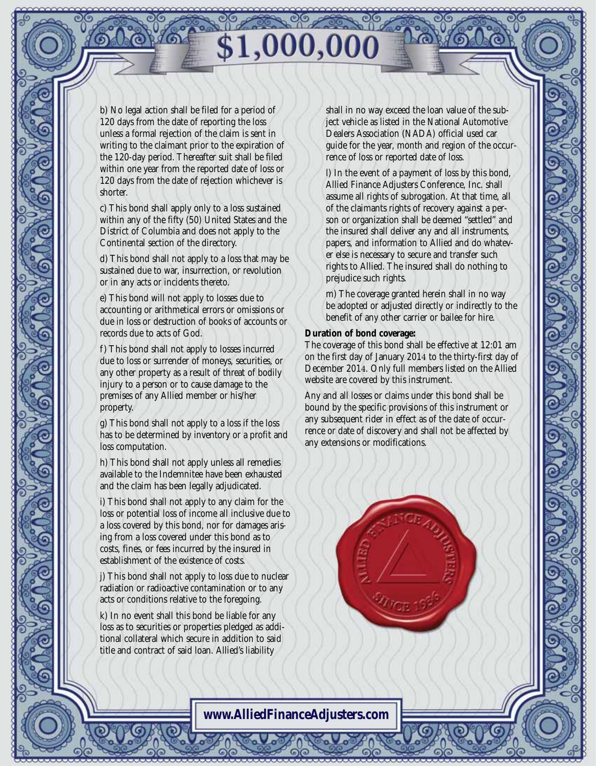# $1,000,000

b) No legal action shall be filed for a period of 120 days from the date of reporting the loss unless a formal rejection of the claim is sent in writing to the claimant prior to the expiration of the 120-day period. Thereafter suit shall be filed within one year from the reported date of loss or 120 days from the date of rejection whichever is shorter.

c) This bond shall apply only to a loss sustained within any of the fifty (50) United States and the District of Columbia and does not apply to the Continental section of the directory.

d) This bond shall not apply to a loss that may be sustained due to war, insurrection, or revolution or in any acts or incidents thereto.

e) This bond will not apply to losses due to accounting or arithmetical errors or omissions or due in loss or destruction of books of accounts or records due to acts of God.

f) This bond shall not apply to losses incurred due to loss or surrender of moneys, securities, or any other property as a result of threat of bodily injury to a person or to cause damage to the premises of any Allied member or his/her property.

g) This bond shall not apply to a loss if the loss has to be determined by inventory or a profit and loss computation.

h) This bond shall not apply unless all remedies available to the Indemnitee have been exhausted and the claim has been legally adjudicated.

i) This bond shall not apply to any claim for the loss or potential loss of income all inclusive due to a loss covered by this bond, nor for damages arising from a loss covered under this bond as to costs, fines, or fees incurred by the insured in establishment of the existence of costs.

j) This bond shall not apply to loss due to nuclear radiation or radioactive contamination or to any acts or conditions relative to the foregoing.

k) In no event shall this bond be liable for any loss as to securities or properties pledged as additional collateral which secure in addition to said title and contract of said loan. Allied's liability shall in no way exceed the loan value of the subject vehicle as listed in the National Automotive Dealers Association (NADA) official used car guide for the year, month and region of the occurrence of loss or reported date of loss.

l) In the event of a payment of loss by this bond, Allied Finance Adjusters Conference, Inc. shall assume all rights of subrogation. At that time, all of the claimants rights of recovery against a person or organization shall be deemed "settled" and the insured shall deliver any and all instruments, papers, and information to Allied and do whatever else is necessary to secure and transfer such rights to Allied. The insured shall do nothing to prejudice such rights.

m) The coverage granted herein shall in no way be adopted or adjusted directly or indirectly to the benefit of any other carrier or bailee for hire.

**Duration of bond coverage:**
The coverage of this bond shall be effective at 12:01 am on the first day of January 2014 to the thirty-first day of December 2014. Only full members listed on the Allied website are covered by this instrument.

Any and all losses or claims under this bond shall be bound by the specific provisions of this instrument or any subsequent rider in effect as of the date of occurrence or date of discovery and shall not be affected by any extensions or modifications.

ALLIED FINANCE ADJUSTERS
SINCE 1936

www.AlliedFinanceAdjusters.com